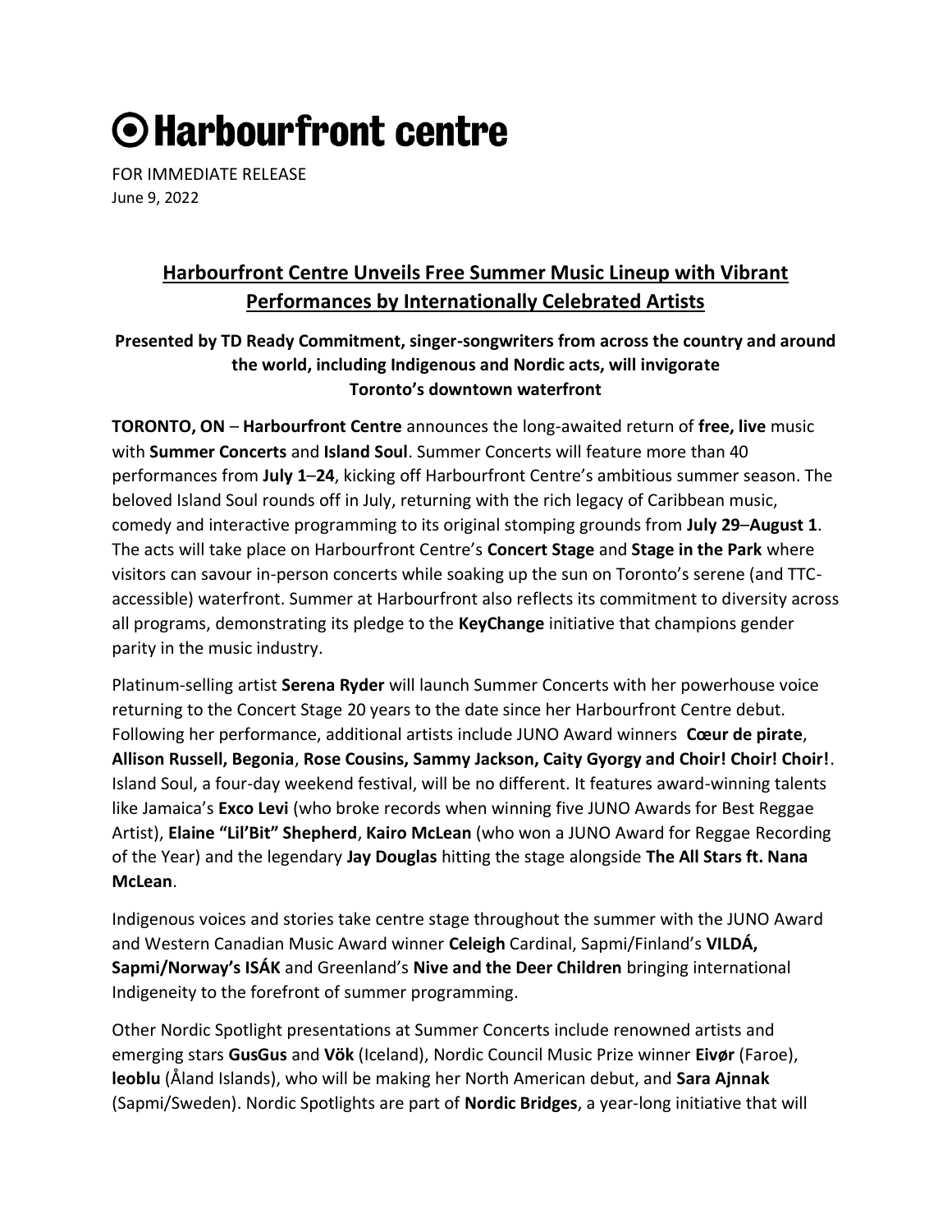# ⊙ Harbourfront centre

FOR IMMEDIATE RELEASE
June 9, 2022

## Harbourfront Centre Unveils Free Summer Music Lineup with Vibrant Performances by Internationally Celebrated Artists

### Presented by TD Ready Commitment, singer-songwriters from across the country and around the world, including Indigenous and Nordic acts, will invigorate Toronto's downtown waterfront

**TORONTO, ON** – **Harbourfront Centre** announces the long-awaited return of **free, live** music with **Summer Concerts** and **Island Soul**. Summer Concerts will feature more than 40 performances from **July 1**–**24**, kicking off Harbourfront Centre's ambitious summer season. The beloved Island Soul rounds off in July, returning with the rich legacy of Caribbean music, comedy and interactive programming to its original stomping grounds from **July 29**–**August 1**. The acts will take place on Harbourfront Centre's **Concert Stage** and **Stage in the Park** where visitors can savour in-person concerts while soaking up the sun on Toronto's serene (and TTC-accessible) waterfront. Summer at Harbourfront also reflects its commitment to diversity across all programs, demonstrating its pledge to the **KeyChange** initiative that champions gender parity in the music industry.

Platinum-selling artist **Serena Ryder** will launch Summer Concerts with her powerhouse voice returning to the Concert Stage 20 years to the date since her Harbourfront Centre debut. Following her performance, additional artists include JUNO Award winners **Cœur de pirate**, **Allison Russell, Begonia**, **Rose Cousins, Sammy Jackson, Caity Gyorgy and Choir! Choir! Choir!**. Island Soul, a four-day weekend festival, will be no different. It features award-winning talents like Jamaica's **Exco Levi** (who broke records when winning five JUNO Awards for Best Reggae Artist), **Elaine "Lil'Bit" Shepherd**, **Kairo McLean** (who won a JUNO Award for Reggae Recording of the Year) and the legendary **Jay Douglas** hitting the stage alongside **The All Stars ft. Nana McLean**.

Indigenous voices and stories take centre stage throughout the summer with the JUNO Award and Western Canadian Music Award winner **Celeigh** Cardinal, Sapmi/Finland's **VILDÁ, Sapmi/Norway's ISÁK** and Greenland's **Nive and the Deer Children** bringing international Indigeneity to the forefront of summer programming.

Other Nordic Spotlight presentations at Summer Concerts include renowned artists and emerging stars **GusGus** and **Vök** (Iceland), Nordic Council Music Prize winner **Eivør** (Faroe), **leoblu** (Åland Islands), who will be making her North American debut, and **Sara Ajnnak** (Sapmi/Sweden). Nordic Spotlights are part of **Nordic Bridges**, a year-long initiative that will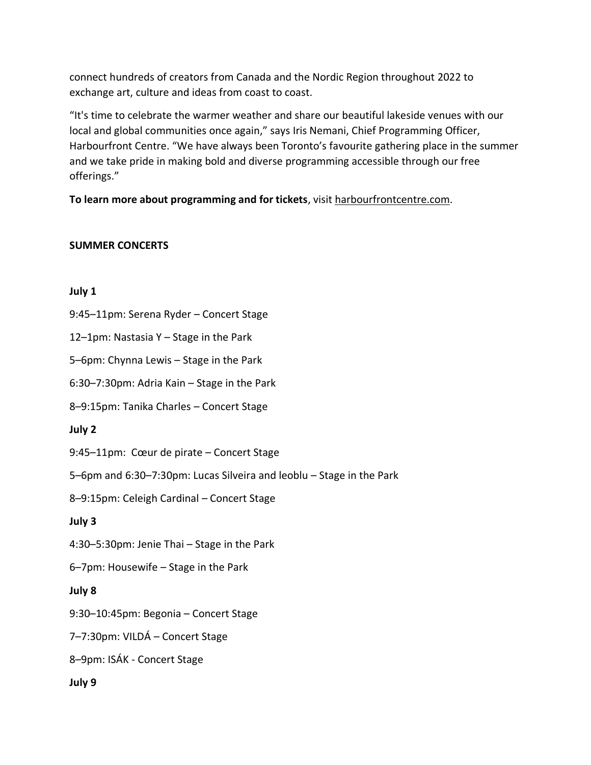connect hundreds of creators from Canada and the Nordic Region throughout 2022 to exchange art, culture and ideas from coast to coast.

"It's time to celebrate the warmer weather and share our beautiful lakeside venues with our local and global communities once again," says Iris Nemani, Chief Programming Officer, Harbourfront Centre. "We have always been Toronto's favourite gathering place in the summer and we take pride in making bold and diverse programming accessible through our free offerings."

**To learn more about programming and for tickets**, visit harbourfrontcentre.com.

**SUMMER CONCERTS**

**July 1**

9:45–11pm: Serena Ryder – Concert Stage

12–1pm: Nastasia Y – Stage in the Park

5–6pm: Chynna Lewis – Stage in the Park

6:30–7:30pm: Adria Kain – Stage in the Park

8–9:15pm: Tanika Charles – Concert Stage

**July 2**

9:45–11pm: Cœur de pirate – Concert Stage

5–6pm and 6:30–7:30pm: Lucas Silveira and leoblu – Stage in the Park

8–9:15pm: Celeigh Cardinal – Concert Stage

**July 3**

4:30–5:30pm: Jenie Thai – Stage in the Park

6–7pm: Housewife – Stage in the Park

**July 8**

9:30–10:45pm: Begonia – Concert Stage

7–7:30pm: VILDÁ – Concert Stage

8–9pm: ISÁK - Concert Stage

**July 9**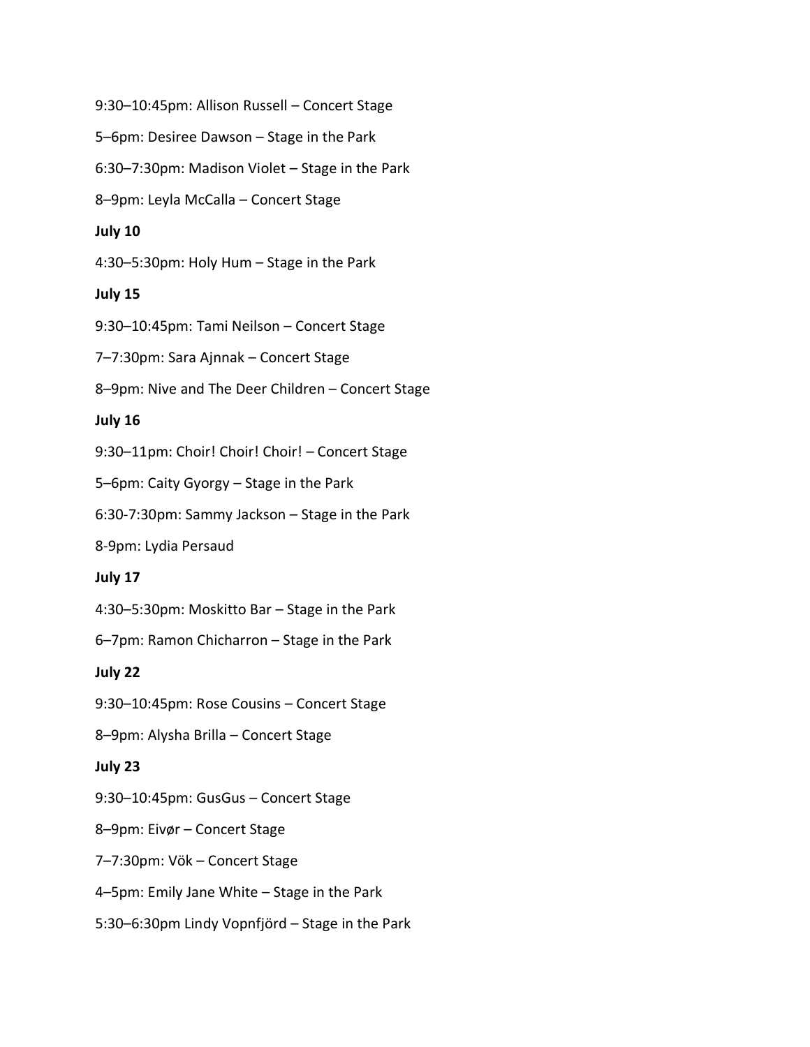9:30–10:45pm: Allison Russell – Concert Stage

5–6pm: Desiree Dawson – Stage in the Park

6:30–7:30pm: Madison Violet – Stage in the Park

8–9pm: Leyla McCalla – Concert Stage

**July 10**

4:30–5:30pm: Holy Hum – Stage in the Park

**July 15**

9:30–10:45pm: Tami Neilson – Concert Stage

7–7:30pm: Sara Ajnnak – Concert Stage

8–9pm: Nive and The Deer Children – Concert Stage

**July 16**

9:30–11pm: Choir! Choir! Choir! – Concert Stage

5–6pm: Caity Gyorgy – Stage in the Park

6:30-7:30pm: Sammy Jackson – Stage in the Park

8-9pm: Lydia Persaud

**July 17**

4:30–5:30pm: Moskitto Bar – Stage in the Park

6–7pm: Ramon Chicharron – Stage in the Park

**July 22**

9:30–10:45pm: Rose Cousins – Concert Stage

8–9pm: Alysha Brilla – Concert Stage

**July 23**

9:30–10:45pm: GusGus – Concert Stage

8–9pm: Eivør – Concert Stage

7–7:30pm: Vök – Concert Stage

4–5pm: Emily Jane White – Stage in the Park

5:30–6:30pm Lindy Vopnfjörd – Stage in the Park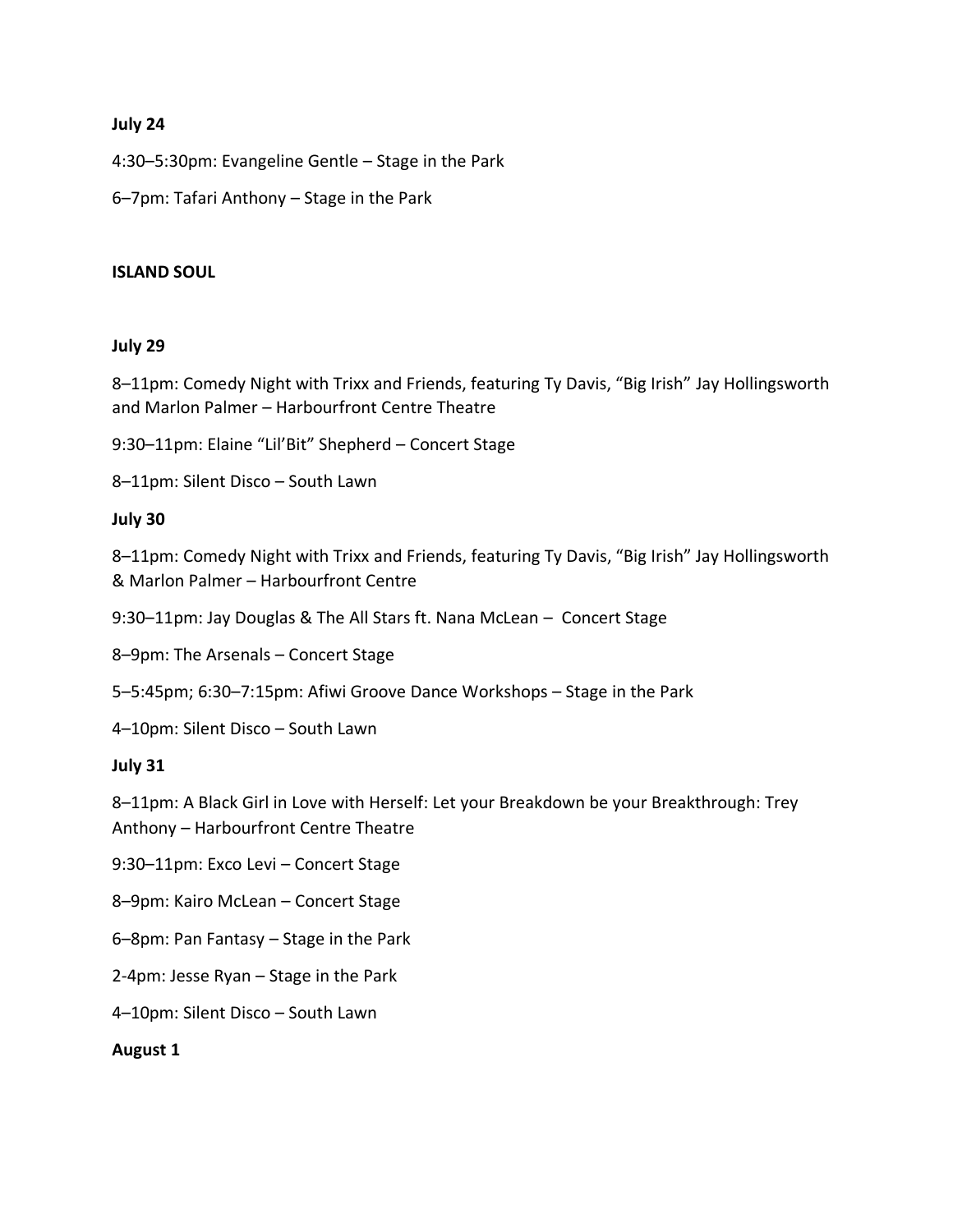**July 24**

4:30–5:30pm: Evangeline Gentle – Stage in the Park

6–7pm: Tafari Anthony – Stage in the Park

**ISLAND SOUL**

**July 29**

8–11pm: Comedy Night with Trixx and Friends, featuring Ty Davis, "Big Irish" Jay Hollingsworth and Marlon Palmer – Harbourfront Centre Theatre

9:30–11pm: Elaine "Lil'Bit" Shepherd – Concert Stage

8–11pm: Silent Disco – South Lawn

**July 30**

8–11pm: Comedy Night with Trixx and Friends, featuring Ty Davis, "Big Irish" Jay Hollingsworth & Marlon Palmer – Harbourfront Centre

9:30–11pm: Jay Douglas & The All Stars ft. Nana McLean – Concert Stage

8–9pm: The Arsenals – Concert Stage

5–5:45pm; 6:30–7:15pm: Afiwi Groove Dance Workshops – Stage in the Park

4–10pm: Silent Disco – South Lawn

**July 31**

8–11pm: A Black Girl in Love with Herself: Let your Breakdown be your Breakthrough: Trey Anthony – Harbourfront Centre Theatre

9:30–11pm: Exco Levi – Concert Stage

8–9pm: Kairo McLean – Concert Stage

6–8pm: Pan Fantasy – Stage in the Park

2-4pm: Jesse Ryan – Stage in the Park

4–10pm: Silent Disco – South Lawn

**August 1**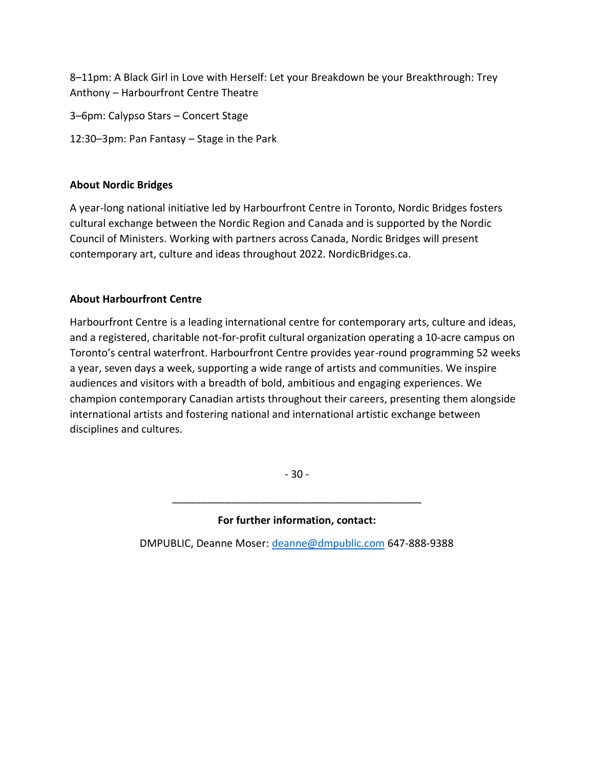8–11pm: A Black Girl in Love with Herself: Let your Breakdown be your Breakthrough: Trey Anthony – Harbourfront Centre Theatre

3–6pm: Calypso Stars – Concert Stage

12:30–3pm: Pan Fantasy – Stage in the Park

**About Nordic Bridges**

A year-long national initiative led by Harbourfront Centre in Toronto, Nordic Bridges fosters cultural exchange between the Nordic Region and Canada and is supported by the Nordic Council of Ministers. Working with partners across Canada, Nordic Bridges will present contemporary art, culture and ideas throughout 2022. NordicBridges.ca.

**About Harbourfront Centre**

Harbourfront Centre is a leading international centre for contemporary arts, culture and ideas, and a registered, charitable not-for-profit cultural organization operating a 10-acre campus on Toronto's central waterfront. Harbourfront Centre provides year-round programming 52 weeks a year, seven days a week, supporting a wide range of artists and communities. We inspire audiences and visitors with a breadth of bold, ambitious and engaging experiences. We champion contemporary Canadian artists throughout their careers, presenting them alongside international artists and fostering national and international artistic exchange between disciplines and cultures.

- 30 -

---

**For further information, contact:**

DMPUBLIC, Deanne Moser: deanne@dmpublic.com 647-888-9388